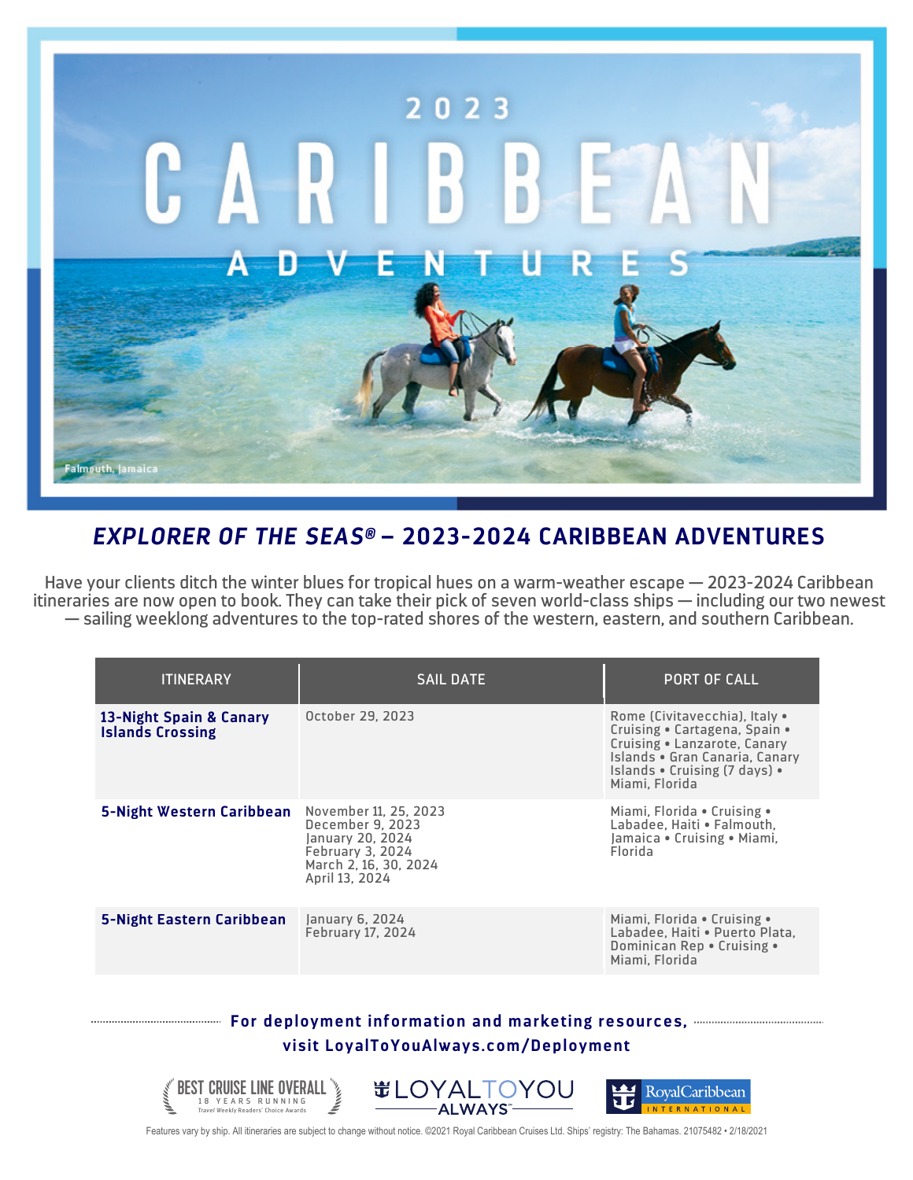2023

# CARIBBEAN ADVENTURES

Falmouth, Jamaica

## *EXPLORER OF THE SEAS®* – 2023-2024 CARIBBEAN ADVENTURES

Have your clients ditch the winter blues for tropical hues on a warm-weather escape — 2023-2024 Caribbean itineraries are now open to book. They can take their pick of seven world-class ships — including our two newest — sailing weeklong adventures to the top-rated shores of the western, eastern, and southern Caribbean.

| ITINERARY | SAIL DATE | PORT OF CALL |
|---|---|---|
| **13-Night Spain & Canary Islands Crossing** | October 29, 2023 | Rome (Civitavecchia), Italy • Cruising • Cartagena, Spain • Cruising • Lanzarote, Canary Islands • Gran Canaria, Canary Islands • Cruising (7 days) • Miami, Florida |
| **5-Night Western Caribbean** | November 11, 25, 2023<br>December 9, 2023<br>January 20, 2024<br>February 3, 2024<br>March 2, 16, 30, 2024<br>April 13, 2024 | Miami, Florida • Cruising • Labadee, Haiti • Falmouth, Jamaica • Cruising • Miami, Florida |
| **5-Night Eastern Caribbean** | January 6, 2024<br>February 17, 2024 | Miami, Florida • Cruising • Labadee, Haiti • Puerto Plata, Dominican Rep • Cruising • Miami, Florida |

**For deployment information and marketing resources, visit LoyalToYouAlways.com/Deployment**

BEST CRUISE LINE OVERALL 18 YEARS RUNNING Travel Weekly Readers' Choice Awards

LOYALTOYOU ALWAYS™

RoyalCaribbean INTERNATIONAL

Features vary by ship. All itineraries are subject to change without notice. ©2021 Royal Caribbean Cruises Ltd. Ships' registry: The Bahamas. 21075482 • 2/18/2021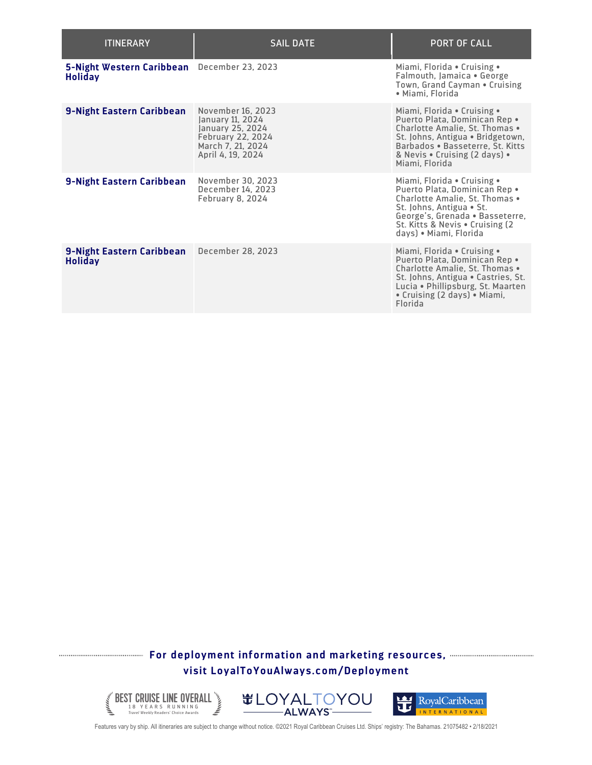| ITINERARY | SAIL DATE | PORT OF CALL |
|---|---|---|
| **5-Night Western Caribbean Holiday** | December 23, 2023 | Miami, Florida • Cruising • Falmouth, Jamaica • George Town, Grand Cayman • Cruising • Miami, Florida |
| **9-Night Eastern Caribbean** | November 16, 2023<br>January 11, 2024<br>January 25, 2024<br>February 22, 2024<br>March 7, 21, 2024<br>April 4, 19, 2024 | Miami, Florida • Cruising • Puerto Plata, Dominican Rep • Charlotte Amalie, St. Thomas • St. Johns, Antigua • Bridgetown, Barbados • Basseterre, St. Kitts & Nevis • Cruising (2 days) • Miami, Florida |
| **9-Night Eastern Caribbean** | November 30, 2023<br>December 14, 2023<br>February 8, 2024 | Miami, Florida • Cruising • Puerto Plata, Dominican Rep • Charlotte Amalie, St. Thomas • St. Johns, Antigua • St. George's, Grenada • Basseterre, St. Kitts & Nevis • Cruising (2 days) • Miami, Florida |
| **9-Night Eastern Caribbean Holiday** | December 28, 2023 | Miami, Florida • Cruising • Puerto Plata, Dominican Rep • Charlotte Amalie, St. Thomas • St. Johns, Antigua • Castries, St. Lucia • Phillipsburg, St. Maarten • Cruising (2 days) • Miami, Florida |

**For deployment information and marketing resources, visit LoyalToYouAlways.com/Deployment**

BEST CRUISE LINE OVERALL
18 YEARS RUNNING
Travel Weekly Readers' Choice Awards

LOYAL TO YOU ALWAYS℠

Royal Caribbean INTERNATIONAL

Features vary by ship. All itineraries are subject to change without notice. ©2021 Royal Caribbean Cruises Ltd. Ships' registry: The Bahamas. 21075482 • 2/18/2021